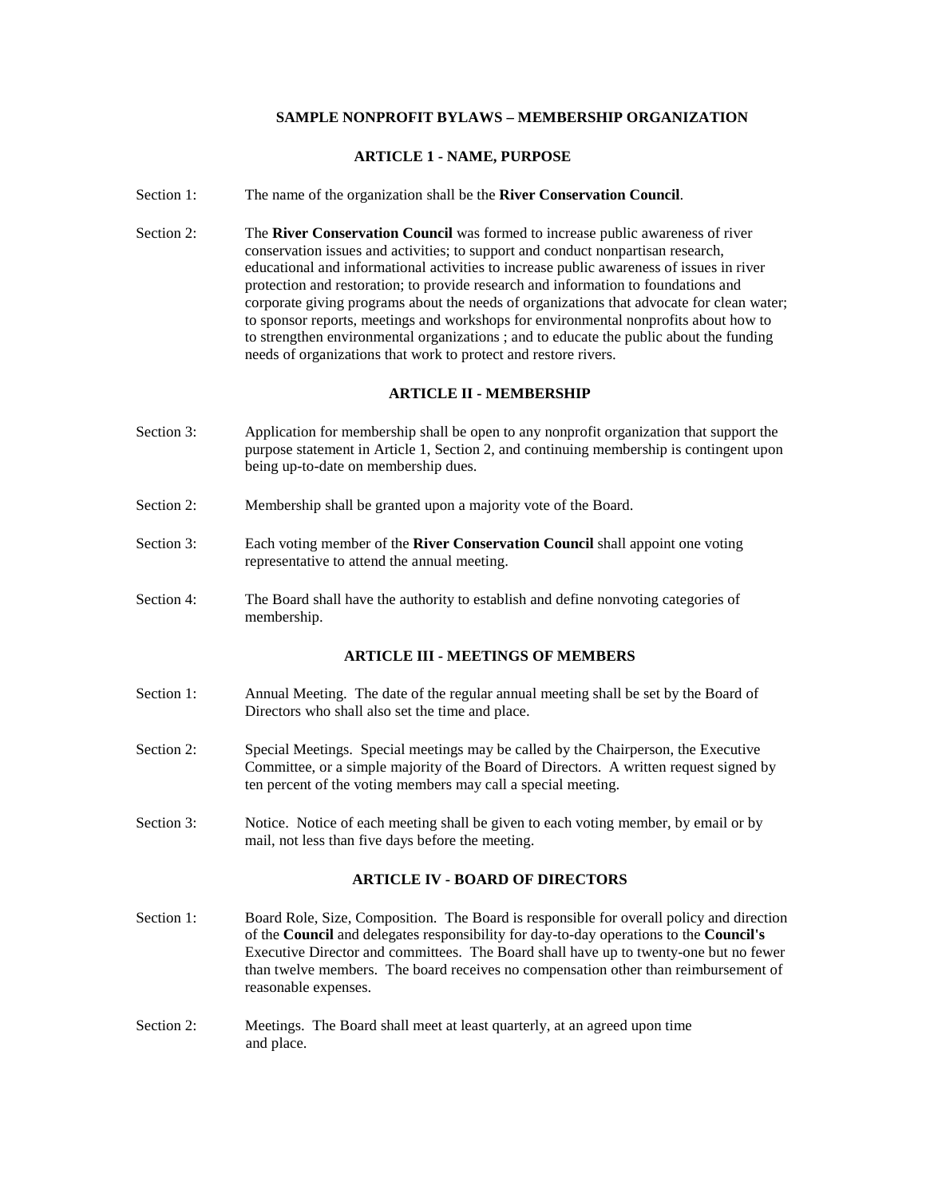# SAMPLE NONPROFIT BYLAWS – MEMBERSHIP ORGANIZATION

## ARTICLE 1 - NAME, PURPOSE

Section 1: The name of the organization shall be the **River Conservation Council**.

Section 2: The **River Conservation Council** was formed to increase public awareness of river conservation issues and activities; to support and conduct nonpartisan research, educational and informational activities to increase public awareness of issues in river protection and restoration; to provide research and information to foundations and corporate giving programs about the needs of organizations that advocate for clean water; to sponsor reports, meetings and workshops for environmental nonprofits about how to to strengthen environmental organizations ; and to educate the public about the funding needs of organizations that work to protect and restore rivers.

## ARTICLE II - MEMBERSHIP

Section 3: Application for membership shall be open to any nonprofit organization that support the purpose statement in Article 1, Section 2, and continuing membership is contingent upon being up-to-date on membership dues.

Section 2: Membership shall be granted upon a majority vote of the Board.

Section 3: Each voting member of the **River Conservation Council** shall appoint one voting representative to attend the annual meeting.

Section 4: The Board shall have the authority to establish and define nonvoting categories of membership.

## ARTICLE III - MEETINGS OF MEMBERS

Section 1: Annual Meeting. The date of the regular annual meeting shall be set by the Board of Directors who shall also set the time and place.

Section 2: Special Meetings. Special meetings may be called by the Chairperson, the Executive Committee, or a simple majority of the Board of Directors. A written request signed by ten percent of the voting members may call a special meeting.

Section 3: Notice. Notice of each meeting shall be given to each voting member, by email or by mail, not less than five days before the meeting.

## ARTICLE IV - BOARD OF DIRECTORS

Section 1: Board Role, Size, Composition. The Board is responsible for overall policy and direction of the **Council** and delegates responsibility for day-to-day operations to the **Council's** Executive Director and committees. The Board shall have up to twenty-one but no fewer than twelve members. The board receives no compensation other than reimbursement of reasonable expenses.

Section 2: Meetings. The Board shall meet at least quarterly, at an agreed upon time and place.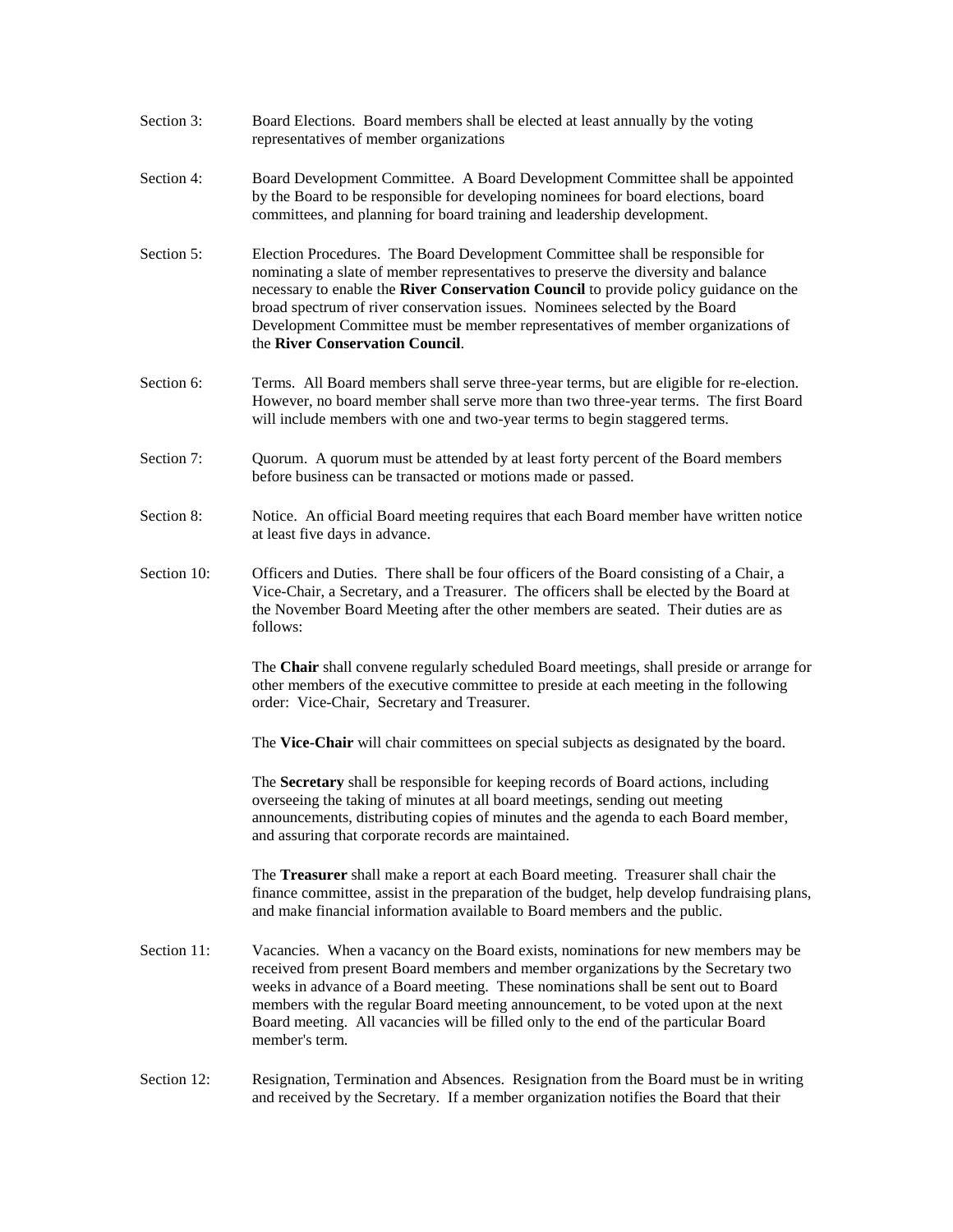Section 3: Board Elections. Board members shall be elected at least annually by the voting representatives of member organizations

Section 4: Board Development Committee. A Board Development Committee shall be appointed by the Board to be responsible for developing nominees for board elections, board committees, and planning for board training and leadership development.

Section 5: Election Procedures. The Board Development Committee shall be responsible for nominating a slate of member representatives to preserve the diversity and balance necessary to enable the **River Conservation Council** to provide policy guidance on the broad spectrum of river conservation issues. Nominees selected by the Board Development Committee must be member representatives of member organizations of the **River Conservation Council**.

Section 6: Terms. All Board members shall serve three-year terms, but are eligible for re-election. However, no board member shall serve more than two three-year terms. The first Board will include members with one and two-year terms to begin staggered terms.

Section 7: Quorum. A quorum must be attended by at least forty percent of the Board members before business can be transacted or motions made or passed.

Section 8: Notice. An official Board meeting requires that each Board member have written notice at least five days in advance.

Section 10: Officers and Duties. There shall be four officers of the Board consisting of a Chair, a Vice-Chair, a Secretary, and a Treasurer. The officers shall be elected by the Board at the November Board Meeting after the other members are seated. Their duties are as follows:

The **Chair** shall convene regularly scheduled Board meetings, shall preside or arrange for other members of the executive committee to preside at each meeting in the following order: Vice-Chair, Secretary and Treasurer.

The **Vice-Chair** will chair committees on special subjects as designated by the board.

The **Secretary** shall be responsible for keeping records of Board actions, including overseeing the taking of minutes at all board meetings, sending out meeting announcements, distributing copies of minutes and the agenda to each Board member, and assuring that corporate records are maintained.

The **Treasurer** shall make a report at each Board meeting. Treasurer shall chair the finance committee, assist in the preparation of the budget, help develop fundraising plans, and make financial information available to Board members and the public.

Section 11: Vacancies. When a vacancy on the Board exists, nominations for new members may be received from present Board members and member organizations by the Secretary two weeks in advance of a Board meeting. These nominations shall be sent out to Board members with the regular Board meeting announcement, to be voted upon at the next Board meeting. All vacancies will be filled only to the end of the particular Board member's term.

Section 12: Resignation, Termination and Absences. Resignation from the Board must be in writing and received by the Secretary. If a member organization notifies the Board that their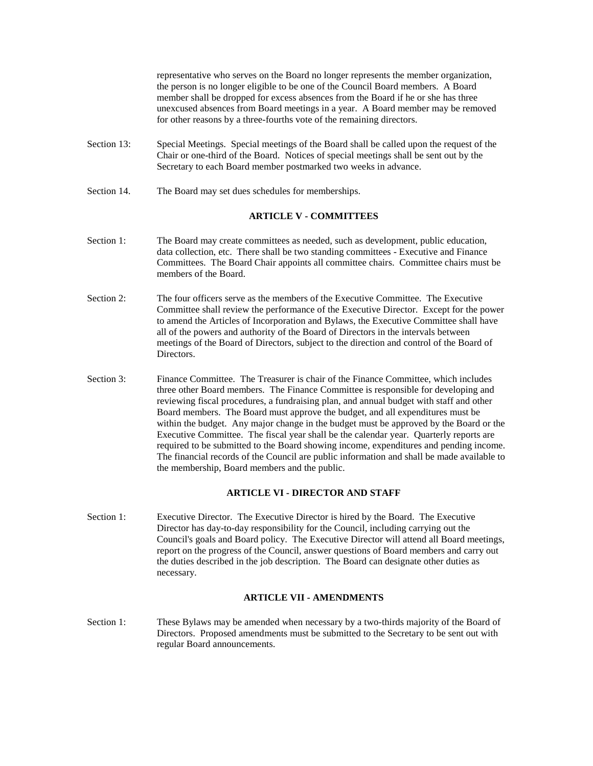representative who serves on the Board no longer represents the member organization, the person is no longer eligible to be one of the Council Board members. A Board member shall be dropped for excess absences from the Board if he or she has three unexcused absences from Board meetings in a year. A Board member may be removed for other reasons by a three-fourths vote of the remaining directors.

Section 13: Special Meetings. Special meetings of the Board shall be called upon the request of the Chair or one-third of the Board. Notices of special meetings shall be sent out by the Secretary to each Board member postmarked two weeks in advance.

Section 14. The Board may set dues schedules for memberships.

## ARTICLE V - COMMITTEES

Section 1: The Board may create committees as needed, such as development, public education, data collection, etc. There shall be two standing committees - Executive and Finance Committees. The Board Chair appoints all committee chairs. Committee chairs must be members of the Board.

Section 2: The four officers serve as the members of the Executive Committee. The Executive Committee shall review the performance of the Executive Director. Except for the power to amend the Articles of Incorporation and Bylaws, the Executive Committee shall have all of the powers and authority of the Board of Directors in the intervals between meetings of the Board of Directors, subject to the direction and control of the Board of Directors.

Section 3: Finance Committee. The Treasurer is chair of the Finance Committee, which includes three other Board members. The Finance Committee is responsible for developing and reviewing fiscal procedures, a fundraising plan, and annual budget with staff and other Board members. The Board must approve the budget, and all expenditures must be within the budget. Any major change in the budget must be approved by the Board or the Executive Committee. The fiscal year shall be the calendar year. Quarterly reports are required to be submitted to the Board showing income, expenditures and pending income. The financial records of the Council are public information and shall be made available to the membership, Board members and the public.

## ARTICLE VI - DIRECTOR AND STAFF

Section 1: Executive Director. The Executive Director is hired by the Board. The Executive Director has day-to-day responsibility for the Council, including carrying out the Council's goals and Board policy. The Executive Director will attend all Board meetings, report on the progress of the Council, answer questions of Board members and carry out the duties described in the job description. The Board can designate other duties as necessary.

## ARTICLE VII - AMENDMENTS

Section 1: These Bylaws may be amended when necessary by a two-thirds majority of the Board of Directors. Proposed amendments must be submitted to the Secretary to be sent out with regular Board announcements.